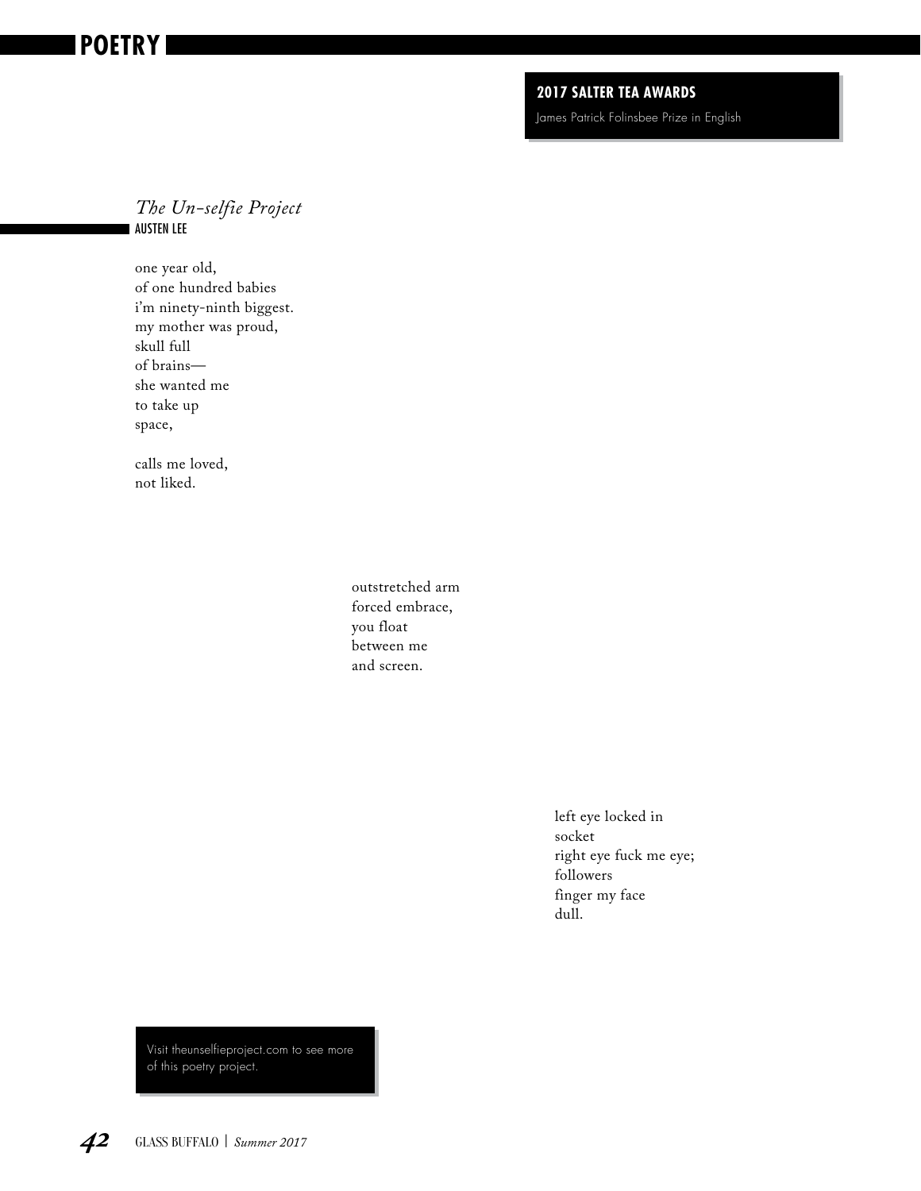**2017 SALTER TEA AWARDS**

James Patrick Folinsbee Prize in English

## *The Un-selfie Project*

AUSTEN LEE

one year old,
of one hundred babies
i'm ninety-ninth biggest.
my mother was proud,
skull full
of brains—
she wanted me
to take up
space,

calls me loved,
not liked.

outstretched arm
forced embrace,
you float
between me
and screen.

left eye locked in
socket
right eye fuck me eye;
followers
finger my face
dull.

Visit theunselfieproject.com to see more of this poetry project.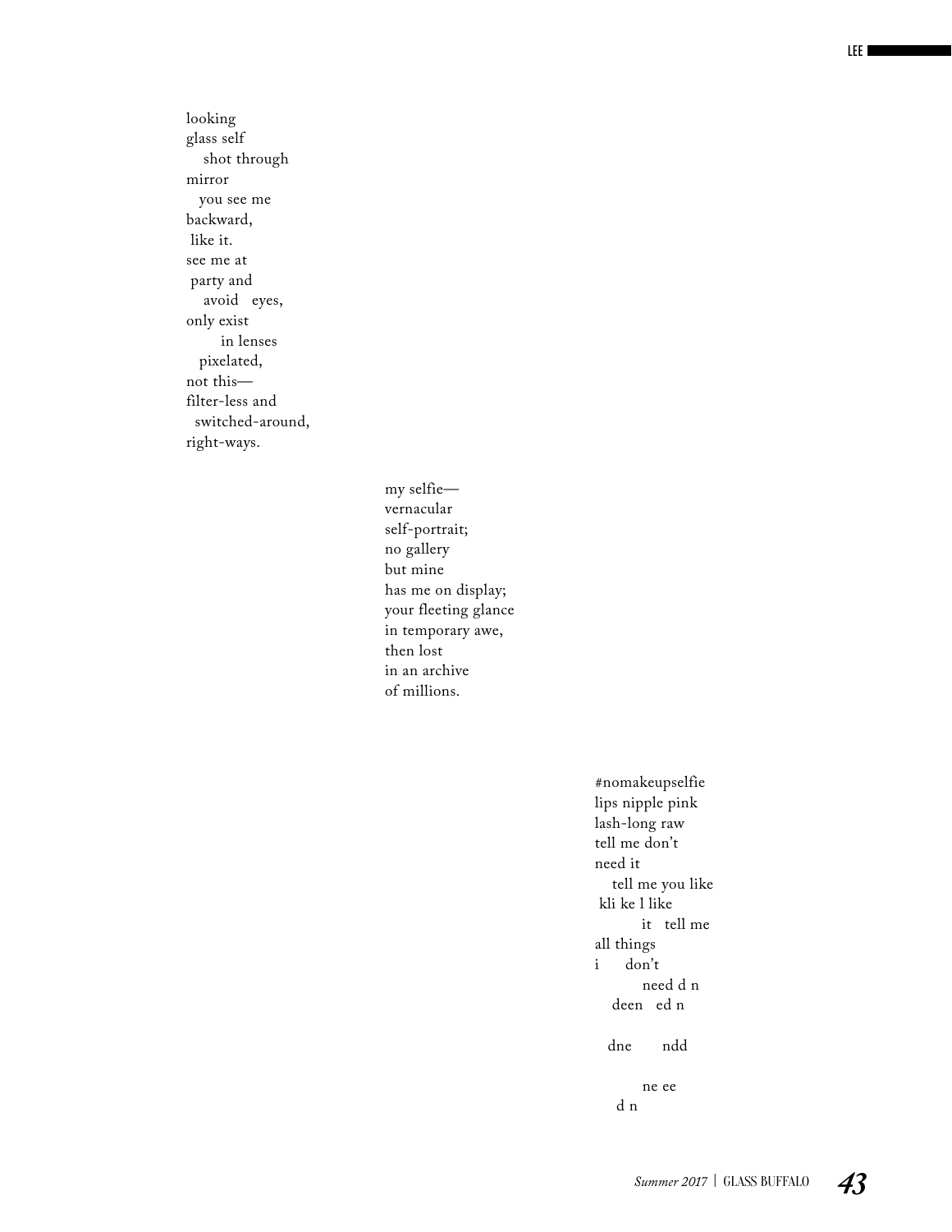looking
glass self
&nbsp;&nbsp;&nbsp;&nbsp;shot through
mirror
&nbsp;&nbsp;&nbsp;you see me
backward,
&nbsp;like it.
see me at
&nbsp;party and
&nbsp;&nbsp;&nbsp;&nbsp;avoid &nbsp;&nbsp;eyes,
only exist
&nbsp;&nbsp;&nbsp;&nbsp;&nbsp;&nbsp;&nbsp;&nbsp;in lenses
&nbsp;&nbsp;&nbsp;pixelated,
not this—
filter-less and
&nbsp;&nbsp;switched-around,
right-ways.

my selfie—
vernacular
self-portrait;
no gallery
but mine
has me on display;
your fleeting glance
in temporary awe,
then lost
in an archive
of millions.

#nomakeupselfie
lips nipple pink
lash-long raw
tell me don't
need it
&nbsp;&nbsp;&nbsp;&nbsp;tell me you like
&nbsp;kli ke l like
&nbsp;&nbsp;&nbsp;&nbsp;&nbsp;&nbsp;&nbsp;&nbsp;&nbsp;&nbsp;&nbsp;it &nbsp;&nbsp;tell me
all things
i &nbsp;&nbsp;&nbsp;&nbsp;&nbsp;&nbsp;don't
&nbsp;&nbsp;&nbsp;&nbsp;&nbsp;&nbsp;&nbsp;&nbsp;&nbsp;&nbsp;&nbsp;need d n
&nbsp;&nbsp;&nbsp;&nbsp;deen &nbsp;&nbsp;ed n

&nbsp;&nbsp;&nbsp;dne &nbsp;&nbsp;&nbsp;&nbsp;&nbsp;&nbsp;&nbsp;ndd

&nbsp;&nbsp;&nbsp;&nbsp;&nbsp;&nbsp;&nbsp;&nbsp;&nbsp;&nbsp;&nbsp;ne ee
&nbsp;&nbsp;&nbsp;&nbsp;&nbsp;d n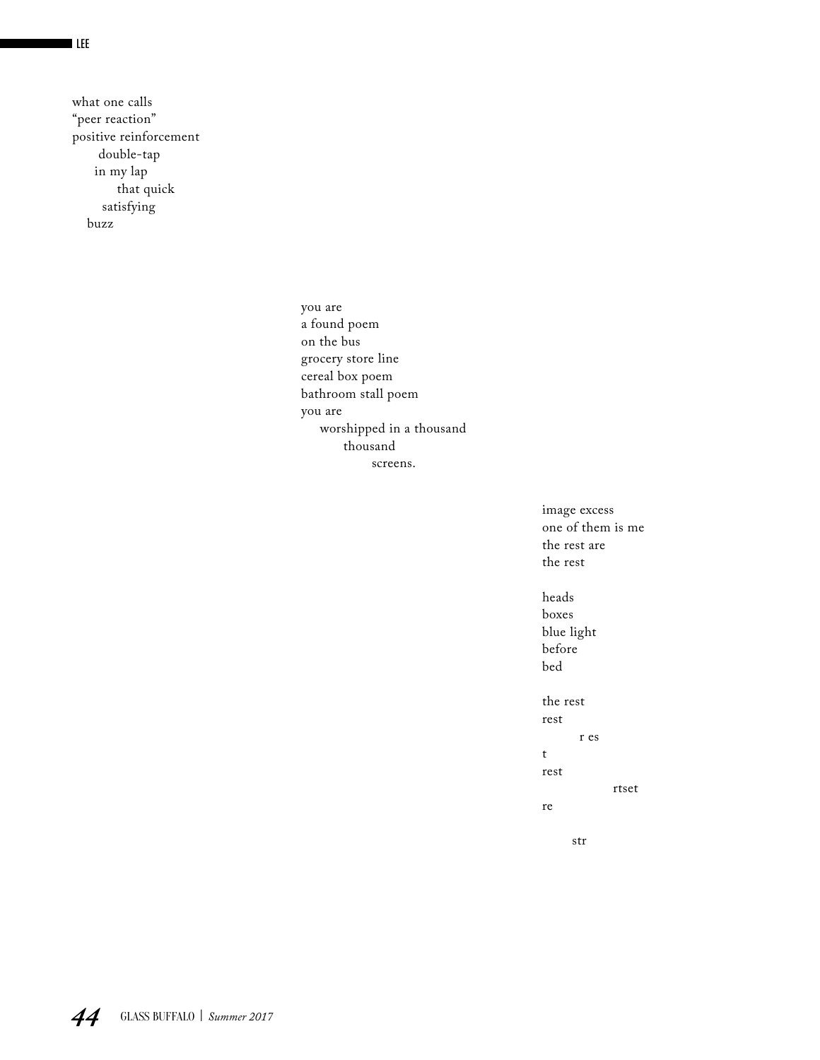what one calls
"peer reaction"
positive reinforcement
&nbsp;&nbsp;&nbsp;&nbsp;&nbsp;&nbsp;&nbsp;double-tap
&nbsp;&nbsp;&nbsp;&nbsp;&nbsp;&nbsp;in my lap
&nbsp;&nbsp;&nbsp;&nbsp;&nbsp;&nbsp;&nbsp;&nbsp;&nbsp;&nbsp;&nbsp;that quick
&nbsp;&nbsp;&nbsp;&nbsp;&nbsp;&nbsp;&nbsp;&nbsp;satisfying
&nbsp;&nbsp;&nbsp;&nbsp;buzz

you are
a found poem
on the bus
grocery store line
cereal box poem
bathroom stall poem
you are
&nbsp;&nbsp;&nbsp;&nbsp;&nbsp;worshipped in a thousand
&nbsp;&nbsp;&nbsp;&nbsp;&nbsp;&nbsp;&nbsp;&nbsp;&nbsp;&nbsp;&nbsp;thousand
&nbsp;&nbsp;&nbsp;&nbsp;&nbsp;&nbsp;&nbsp;&nbsp;&nbsp;&nbsp;&nbsp;&nbsp;&nbsp;&nbsp;&nbsp;&nbsp;&nbsp;&nbsp;screens.

image excess
one of them is me
the rest are
the rest

heads
boxes
blue light
before
bed

the rest
rest
&nbsp;&nbsp;&nbsp;&nbsp;&nbsp;&nbsp;&nbsp;&nbsp;&nbsp;&nbsp;r es
t
rest
&nbsp;&nbsp;&nbsp;&nbsp;&nbsp;&nbsp;&nbsp;&nbsp;&nbsp;&nbsp;&nbsp;&nbsp;&nbsp;&nbsp;&nbsp;&nbsp;&nbsp;&nbsp;&nbsp;rtset
re

&nbsp;&nbsp;&nbsp;&nbsp;&nbsp;&nbsp;&nbsp;&nbsp;str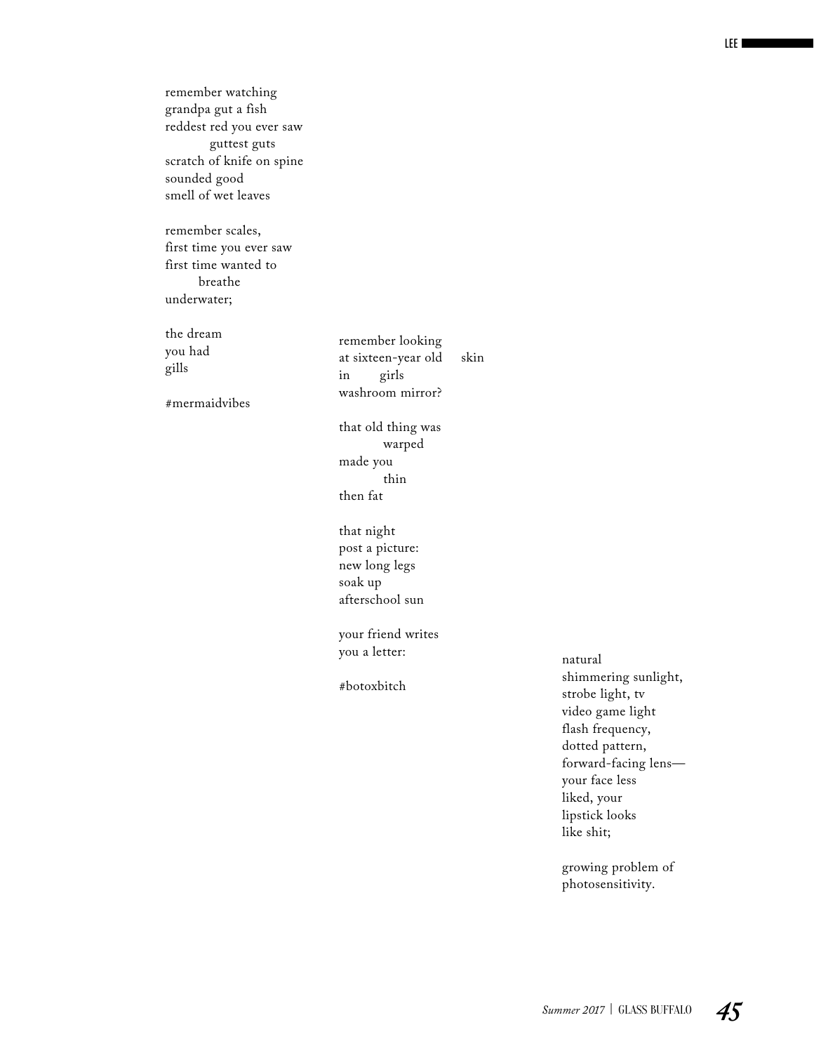remember watching
grandpa gut a fish
reddest red you ever saw
guttest guts
scratch of knife on spine
sounded good
smell of wet leaves

remember scales,
first time you ever saw
first time wanted to
breathe
underwater;

the dream
you had
gills

#mermaidvibes

remember looking
at sixteen-year old skin
in girls
washroom mirror?

that old thing was
warped
made you
thin
then fat

that night
post a picture:
new long legs
soak up
afterschool sun

your friend writes
you a letter:

#botoxbitch

natural
shimmering sunlight,
strobe light, tv
video game light
flash frequency,
dotted pattern,
forward-facing lens—
your face less
liked, your
lipstick looks
like shit;

growing problem of
photosensitivity.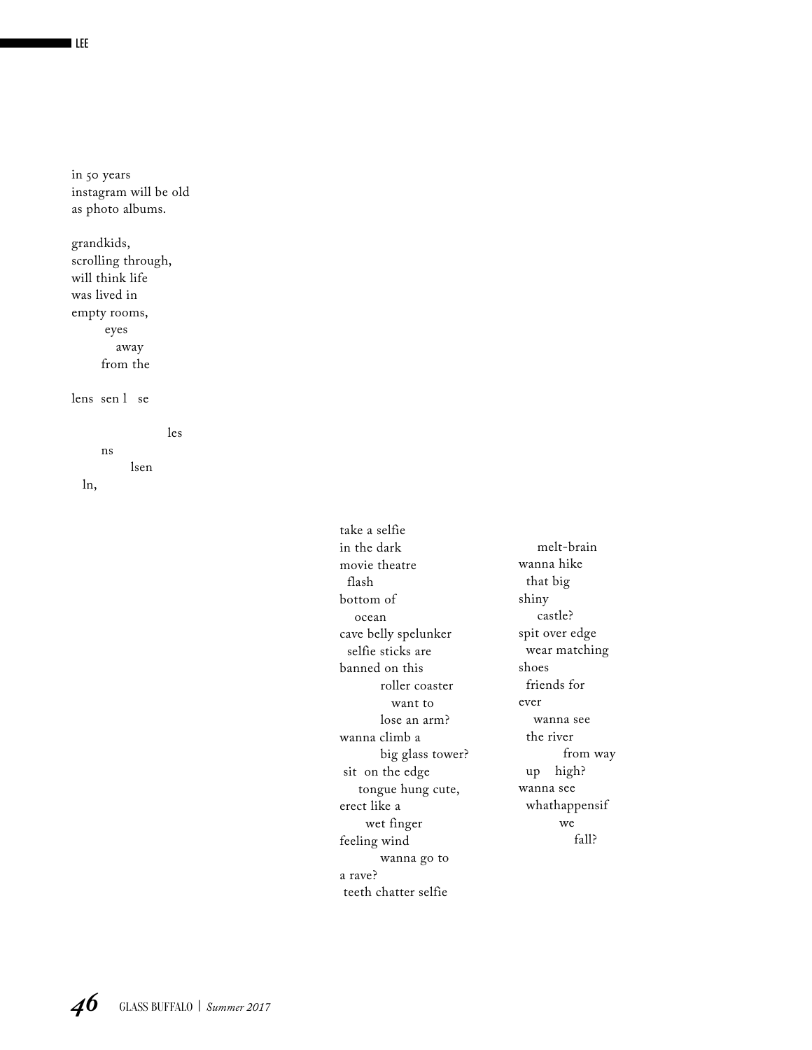in 50 years
instagram will be old
as photo albums.

grandkids,
scrolling through,
will think life
was lived in
empty rooms,
&nbsp;&nbsp;&nbsp;&nbsp;&nbsp;&nbsp;&nbsp;&nbsp;eyes
&nbsp;&nbsp;&nbsp;&nbsp;&nbsp;&nbsp;&nbsp;&nbsp;&nbsp;&nbsp;&nbsp;away
&nbsp;&nbsp;&nbsp;&nbsp;&nbsp;&nbsp;&nbsp;from the

lens&nbsp;&nbsp;sen l&nbsp;&nbsp;&nbsp;se

&nbsp;&nbsp;&nbsp;&nbsp;&nbsp;&nbsp;&nbsp;&nbsp;&nbsp;&nbsp;&nbsp;&nbsp;&nbsp;&nbsp;&nbsp;&nbsp;&nbsp;&nbsp;&nbsp;&nbsp;&nbsp;&nbsp;&nbsp;les
&nbsp;&nbsp;&nbsp;&nbsp;&nbsp;&nbsp;&nbsp;ns
&nbsp;&nbsp;&nbsp;&nbsp;&nbsp;&nbsp;&nbsp;&nbsp;&nbsp;&nbsp;&nbsp;&nbsp;&nbsp;&nbsp;lsen
&nbsp;&nbsp;ln,

take a selfie
in the dark
movie theatre
&nbsp;&nbsp;flash
bottom of
&nbsp;&nbsp;&nbsp;&nbsp;ocean
cave belly spelunker
&nbsp;&nbsp;selfie sticks are
banned on this
&nbsp;&nbsp;&nbsp;&nbsp;&nbsp;&nbsp;&nbsp;&nbsp;&nbsp;&nbsp;roller coaster
&nbsp;&nbsp;&nbsp;&nbsp;&nbsp;&nbsp;&nbsp;&nbsp;&nbsp;&nbsp;&nbsp;&nbsp;&nbsp;want to
&nbsp;&nbsp;&nbsp;&nbsp;&nbsp;&nbsp;&nbsp;&nbsp;&nbsp;&nbsp;lose an arm?
wanna climb a
&nbsp;&nbsp;&nbsp;&nbsp;&nbsp;&nbsp;&nbsp;&nbsp;&nbsp;&nbsp;big glass tower?
&nbsp;sit&nbsp;&nbsp;on the edge
&nbsp;&nbsp;&nbsp;&nbsp;&nbsp;tongue hung cute,
erect like a
&nbsp;&nbsp;&nbsp;&nbsp;&nbsp;&nbsp;wet finger
feeling wind
&nbsp;&nbsp;&nbsp;&nbsp;&nbsp;&nbsp;&nbsp;&nbsp;&nbsp;&nbsp;wanna go to
a rave?
&nbsp;teeth chatter selfie

&nbsp;&nbsp;&nbsp;&nbsp;&nbsp;melt-brain
wanna hike
&nbsp;&nbsp;that big
shiny
&nbsp;&nbsp;&nbsp;&nbsp;&nbsp;castle?
spit over edge
&nbsp;&nbsp;wear matching
shoes
&nbsp;&nbsp;friends for
ever
&nbsp;&nbsp;&nbsp;&nbsp;wanna see
&nbsp;&nbsp;the river
&nbsp;&nbsp;&nbsp;&nbsp;&nbsp;&nbsp;&nbsp;&nbsp;&nbsp;&nbsp;&nbsp;from way
&nbsp;&nbsp;up&nbsp;&nbsp;&nbsp;&nbsp;high?
wanna see
&nbsp;&nbsp;whathappensif
&nbsp;&nbsp;&nbsp;&nbsp;&nbsp;&nbsp;&nbsp;&nbsp;&nbsp;&nbsp;we
&nbsp;&nbsp;&nbsp;&nbsp;&nbsp;&nbsp;&nbsp;&nbsp;&nbsp;&nbsp;&nbsp;&nbsp;&nbsp;fall?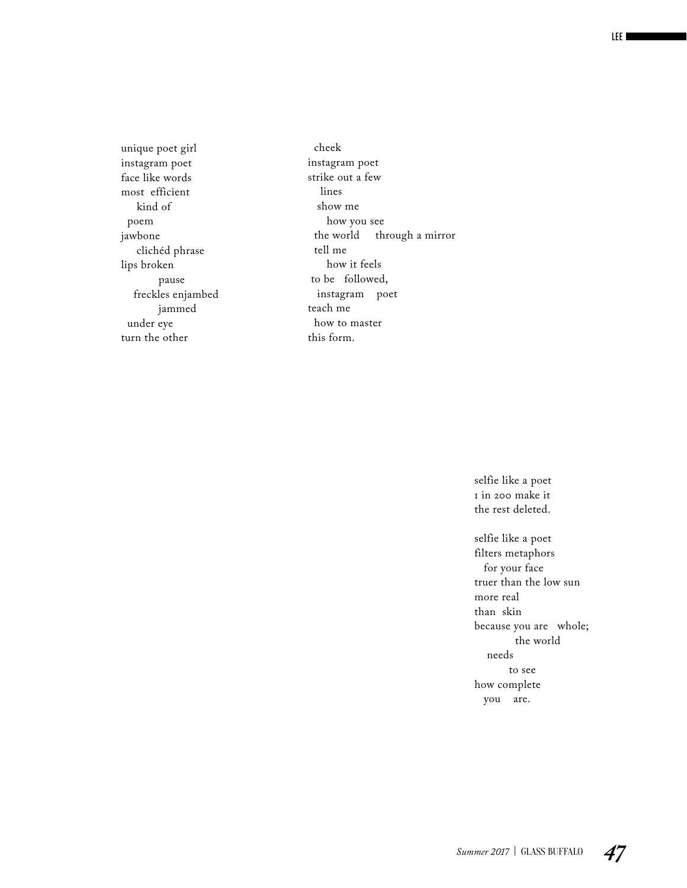unique poet girl
instagram poet
face like words
most  efficient
     kind of
  poem
jawbone
     clichéd phrase
lips broken
            pause
    freckles enjambed
            jammed
  under eye
turn the other

  cheek
instagram poet
strike out a few
    lines
   show me
      how you see
  the world      through a mirror
  tell me
      how it feels
 to be   followed,
   instagram    poet
teach me
  how to master
this form.

selfie like a poet
1 in 200 make it
the rest deleted.

selfie like a poet
filters metaphors
   for your face
truer than the low sun
more real
than  skin
because you are   whole;
             the world
    needs
           to see
how complete
   you    are.